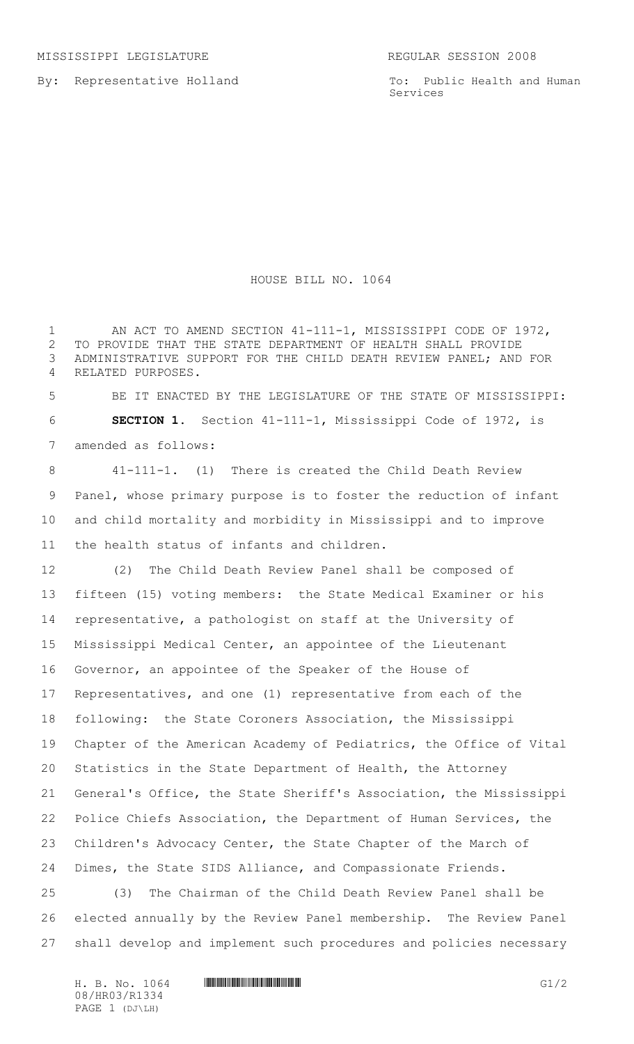MISSISSIPPI LEGISLATURE REGULAR SESSION 2008

By: Representative Holland

To: Public Health and Human Services

# HOUSE BILL NO. 1064

AN ACT TO AMEND SECTION 41-111-1, MISSISSIPPI CODE OF 1972, TO PROVIDE THAT THE STATE DEPARTMENT OF HEALTH SHALL PROVIDE ADMINISTRATIVE SUPPORT FOR THE CHILD DEATH REVIEW PANEL; AND FOR RELATED PURPOSES.

BE IT ENACTED BY THE LEGISLATURE OF THE STATE OF MISSISSIPPI:

**SECTION 1.** Section 41-111-1, Mississippi Code of 1972, is amended as follows:

41-111-1. (1) There is created the Child Death Review Panel, whose primary purpose is to foster the reduction of infant and child mortality and morbidity in Mississippi and to improve the health status of infants and children.

(2) The Child Death Review Panel shall be composed of fifteen (15) voting members: the State Medical Examiner or his representative, a pathologist on staff at the University of Mississippi Medical Center, an appointee of the Lieutenant Governor, an appointee of the Speaker of the House of Representatives, and one (1) representative from each of the following: the State Coroners Association, the Mississippi Chapter of the American Academy of Pediatrics, the Office of Vital Statistics in the State Department of Health, the Attorney General's Office, the State Sheriff's Association, the Mississippi Police Chiefs Association, the Department of Human Services, the Children's Advocacy Center, the State Chapter of the March of Dimes, the State SIDS Alliance, and Compassionate Friends.

(3) The Chairman of the Child Death Review Panel shall be elected annually by the Review Panel membership. The Review Panel shall develop and implement such procedures and policies necessary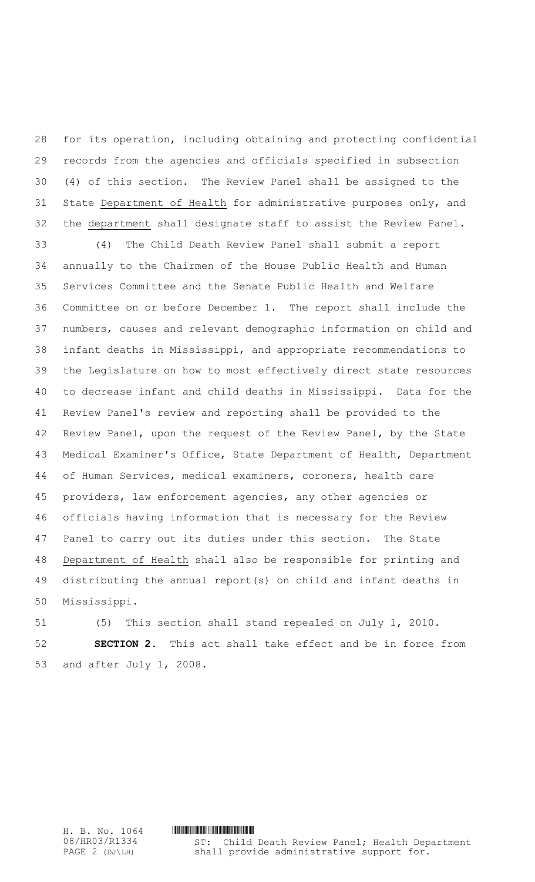for its operation, including obtaining and protecting confidential records from the agencies and officials specified in subsection (4) of this section. The Review Panel shall be assigned to the State Department of Health for administrative purposes only, and the department shall designate staff to assist the Review Panel.

(4) The Child Death Review Panel shall submit a report annually to the Chairmen of the House Public Health and Human Services Committee and the Senate Public Health and Welfare Committee on or before December 1. The report shall include the numbers, causes and relevant demographic information on child and infant deaths in Mississippi, and appropriate recommendations to the Legislature on how to most effectively direct state resources to decrease infant and child deaths in Mississippi. Data for the Review Panel's review and reporting shall be provided to the Review Panel, upon the request of the Review Panel, by the State Medical Examiner's Office, State Department of Health, Department of Human Services, medical examiners, coroners, health care providers, law enforcement agencies, any other agencies or officials having information that is necessary for the Review Panel to carry out its duties under this section. The State Department of Health shall also be responsible for printing and distributing the annual report(s) on child and infant deaths in Mississippi.

(5) This section shall stand repealed on July 1, 2010.

**SECTION 2.** This act shall take effect and be in force from and after July 1, 2008.

H. B. No. 1064
08/HR03/R1334
ST: Child Death Review Panel; Health Department shall provide administrative support for.